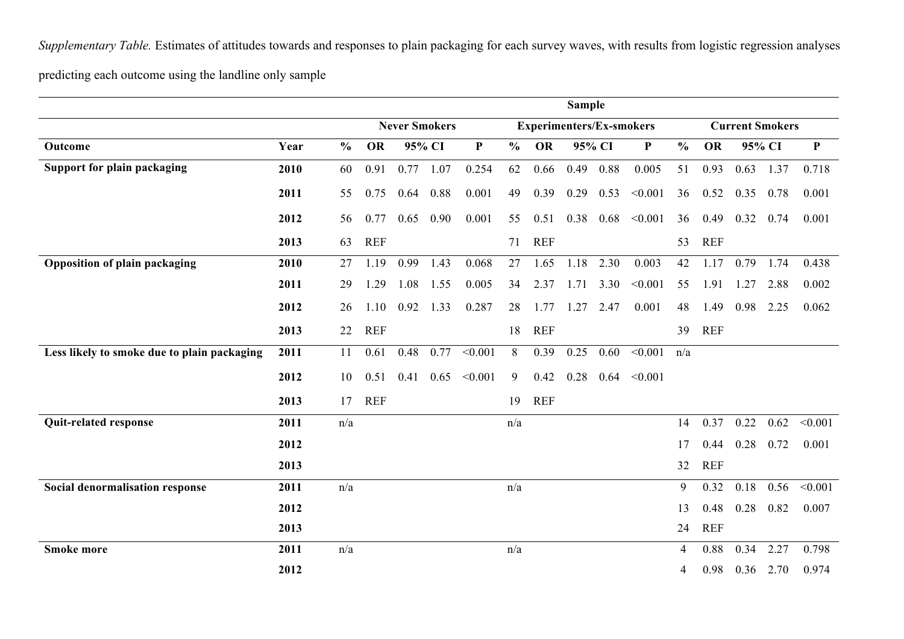*Supplementary Table.* Estimates of attitudes towards and responses to plain packaging for each survey waves, with results from logistic regression analyses predicting each outcome using the landline only sample

| | | Sample | | | | | | | | | | | | | | | |
|---|---|---|---|---|---|---|---|---|---|---|---|---|---|---|---|---|---|
| | | Never Smokers | | | | | Experimenters/Ex-smokers | | | | | Current Smokers | | | | | |
| **Outcome** | **Year** | **%** | **OR** | **95% CI** | | **P** | **%** | **OR** | **95% CI** | | **P** | **%** | **OR** | **95% CI** | | **P** |
| **Support for plain packaging** | **2010** | 60 | 0.91 | 0.77 | 1.07 | 0.254 | 62 | 0.66 | 0.49 | 0.88 | 0.005 | 51 | 0.93 | 0.63 | 1.37 | 0.718 |
| | **2011** | 55 | 0.75 | 0.64 | 0.88 | 0.001 | 49 | 0.39 | 0.29 | 0.53 | <0.001 | 36 | 0.52 | 0.35 | 0.78 | 0.001 |
| | **2012** | 56 | 0.77 | 0.65 | 0.90 | 0.001 | 55 | 0.51 | 0.38 | 0.68 | <0.001 | 36 | 0.49 | 0.32 | 0.74 | 0.001 |
| | **2013** | 63 | REF | | | | 71 | REF | | | | 53 | REF | | | |
| **Opposition of plain packaging** | **2010** | 27 | 1.19 | 0.99 | 1.43 | 0.068 | 27 | 1.65 | 1.18 | 2.30 | 0.003 | 42 | 1.17 | 0.79 | 1.74 | 0.438 |
| | **2011** | 29 | 1.29 | 1.08 | 1.55 | 0.005 | 34 | 2.37 | 1.71 | 3.30 | <0.001 | 55 | 1.91 | 1.27 | 2.88 | 0.002 |
| | **2012** | 26 | 1.10 | 0.92 | 1.33 | 0.287 | 28 | 1.77 | 1.27 | 2.47 | 0.001 | 48 | 1.49 | 0.98 | 2.25 | 0.062 |
| | **2013** | 22 | REF | | | | 18 | REF | | | | 39 | REF | | | |
| **Less likely to smoke due to plain packaging** | **2011** | 11 | 0.61 | 0.48 | 0.77 | <0.001 | 8 | 0.39 | 0.25 | 0.60 | <0.001 | n/a | | | | |
| | **2012** | 10 | 0.51 | 0.41 | 0.65 | <0.001 | 9 | 0.42 | 0.28 | 0.64 | <0.001 | | | | | |
| | **2013** | 17 | REF | | | | 19 | REF | | | | | | | | |
| **Quit-related response** | **2011** | n/a | | | | | n/a | | | | | 14 | 0.37 | 0.22 | 0.62 | <0.001 |
| | **2012** | | | | | | | | | | | 17 | 0.44 | 0.28 | 0.72 | 0.001 |
| | **2013** | | | | | | | | | | | 32 | REF | | | |
| **Social denormalisation response** | **2011** | n/a | | | | | n/a | | | | | 9 | 0.32 | 0.18 | 0.56 | <0.001 |
| | **2012** | | | | | | | | | | | 13 | 0.48 | 0.28 | 0.82 | 0.007 |
| | **2013** | | | | | | | | | | | 24 | REF | | | |
| **Smoke more** | **2011** | n/a | | | | | n/a | | | | | 4 | 0.88 | 0.34 | 2.27 | 0.798 |
| | **2012** | | | | | | | | | | | 4 | 0.98 | 0.36 | 2.70 | 0.974 |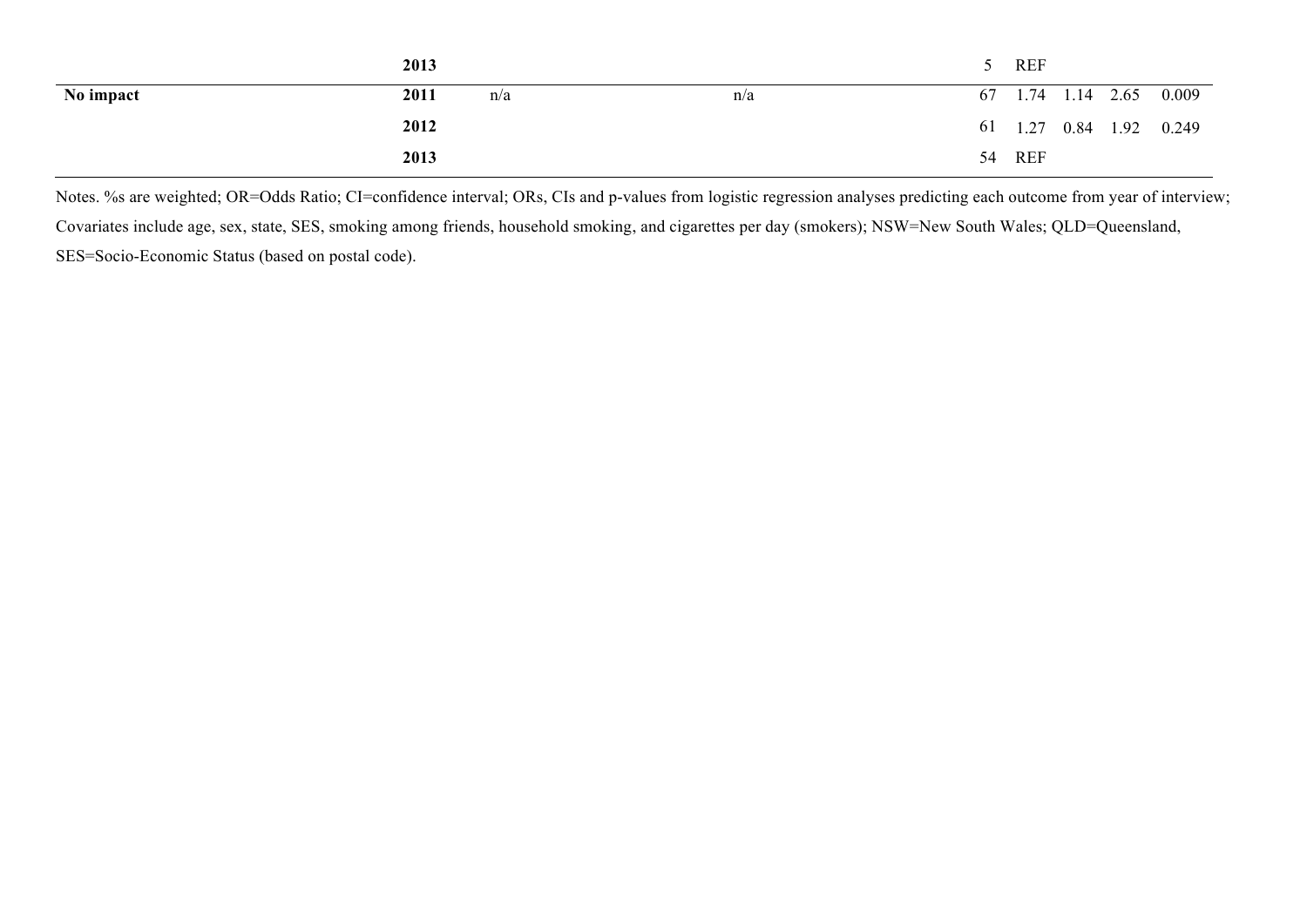| | | | | | | | | | |
|---|---|---|---|---|---|---|---|---|---|
| | **2013** | | | 5 | REF | | | | |
| **No impact** | **2011** | n/a | n/a | 67 | 1.74 | 1.14 | 2.65 | 0.009 | |
| | **2012** | | | 61 | 1.27 | 0.84 | 1.92 | 0.249 | |
| | **2013** | | | 54 | REF | | | | |

Notes. %s are weighted; OR=Odds Ratio; CI=confidence interval; ORs, CIs and p-values from logistic regression analyses predicting each outcome from year of interview; Covariates include age, sex, state, SES, smoking among friends, household smoking, and cigarettes per day (smokers); NSW=New South Wales; QLD=Queensland, SES=Socio-Economic Status (based on postal code).